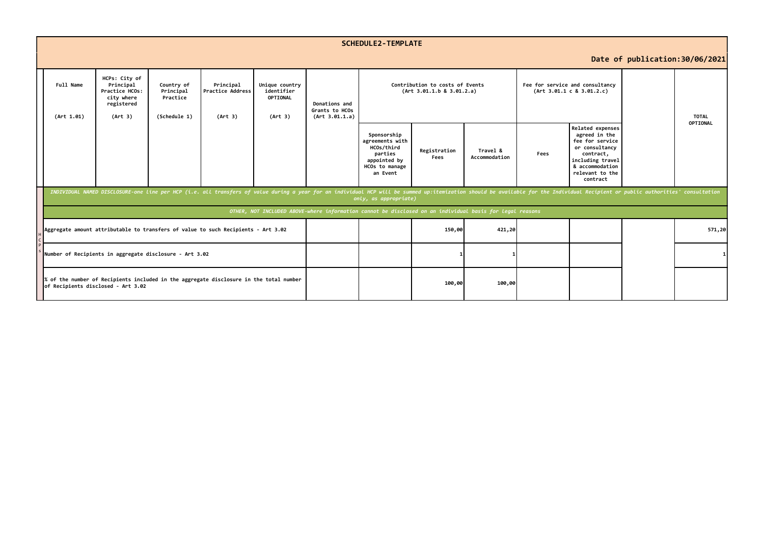# SCHEDULE2-TEMPLATE

**Date of publication:30/06/2021**

| Full Name (Art 1.01) | HCPs: City of Principal Practice HCOs: city where registered (Art 3) | Country of Principal Practice (Schedule 1) | Principal Practice Address (Art 3) | Unique country identifier OPTIONAL (Art 3) | Donations and Grants to HCOs (Art 3.01.1.a) | Contribution to costs of Events (Art 3.01.1.b & 3.01.2.a) | | | Fee for service and consultancy (Art 3.01.1 c & 3.01.2.c) | | | TOTAL OPTIONAL |
|---|---|---|---|---|---|---|---|---|---|---|---|---|
| | | | | | | Sponsorship agreements with HCOs/third parties appointed by HCOs to manage an Event | Registration Fees | Travel & Accommodation | Fees | Related expenses agreed in the fee for service or consultancy contract, including travel & accommodation relevant to the contract | | |
| *INDIVIDUAL NAMED DISCLOSURE-one line per HCP (i.e. all transfers of value during a year for an individual HCP will be summed up:itemization should be available for the Individual Recipient or public authorities' consultation only, as appropriate)* | | | | | | | | | | | | |
| *OTHER, NOT INCLUDED ABOVE-where information cannot be disclosed on an individual basis for legal reasons* | | | | | | | | | | | | |
| HCPs: Aggregate amount attributable to transfers of value to such Recipients - Art 3.02 | | | | | | | 150,00 | 421,20 | | | | 571,20 |
| HCPs: Number of Recipients in aggregate disclosure - Art 3.02 | | | | | | | 1 | 1 | | | | 1 |
| HCPs: % of the number of Recipients included in the aggregate disclosure in the total number of Recipients disclosed - Art 3.02 | | | | | | | 100,00 | 100,00 | | | | |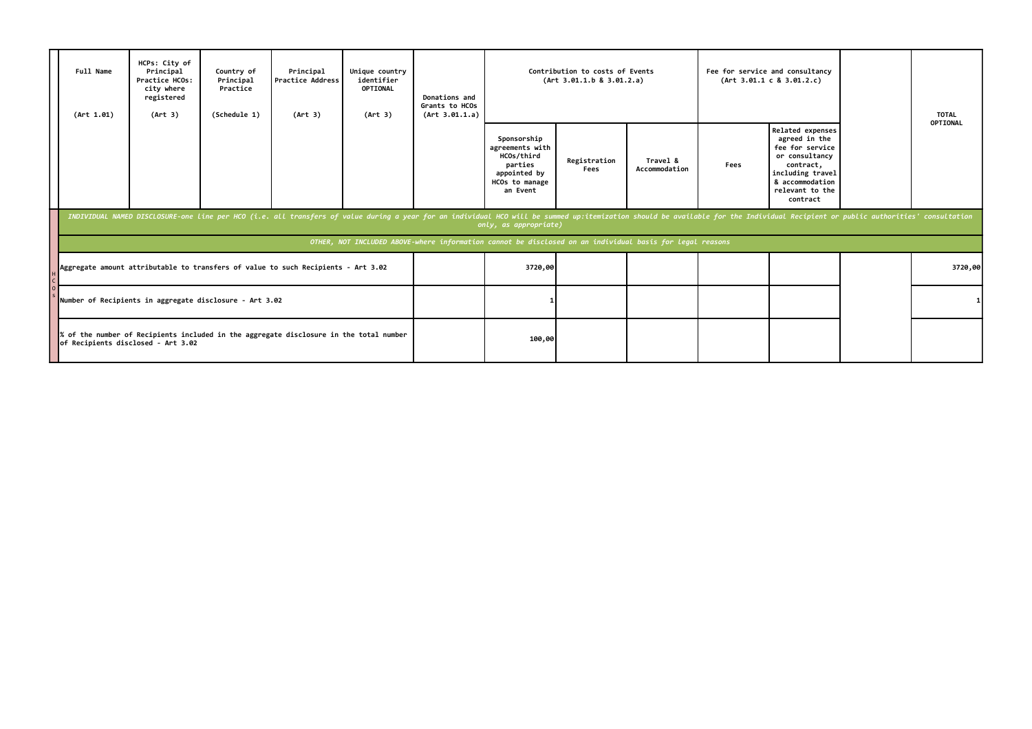| | Full Name (Art 1.01) | HCPs: City of Principal Practice HCOs: city where registered (Art 3) | Country of Principal Practice (Schedule 1) | Principal Practice Address (Art 3) | Unique country identifier OPTIONAL (Art 3) | Donations and Grants to HCOs (Art 3.01.1.a) | Contribution to costs of Events (Art 3.01.1.b & 3.01.2.a) | | | Fee for service and consultancy (Art 3.01.1 c & 3.01.2.c) | | | TOTAL OPTIONAL |
|---|---|---|---|---|---|---|---|---|---|---|---|---|---|
| | | | | | | | Sponsorship agreements with HCOs/third parties appointed by HCOs to manage an Event | Registration Fees | Travel & Accommodation | Fees | Related expenses agreed in the fee for service or consultancy contract, including travel & accommodation relevant to the contract | | |
| | *INDIVIDUAL NAMED DISCLOSURE-one line per HCO (i.e. all transfers of value during a year for an individual HCO will be summed up:itemization should be available for the Individual Recipient or public authorities' consultation only, as appropriate)* | | | | | | | | | | | | |
| | *OTHER, NOT INCLUDED ABOVE-where information cannot be disclosed on an individual basis for legal reasons* | | | | | | | | | | | | |
| HCOs | Aggregate amount attributable to transfers of value to such Recipients - Art 3.02 | | | | | | 3720,00 | | | | | | 3720,00 |
| | Number of Recipients in aggregate disclosure - Art 3.02 | | | | | | 1 | | | | | | 1 |
| | % of the number of Recipients included in the aggregate disclosure in the total number of Recipients disclosed - Art 3.02 | | | | | | 100,00 | | | | | | |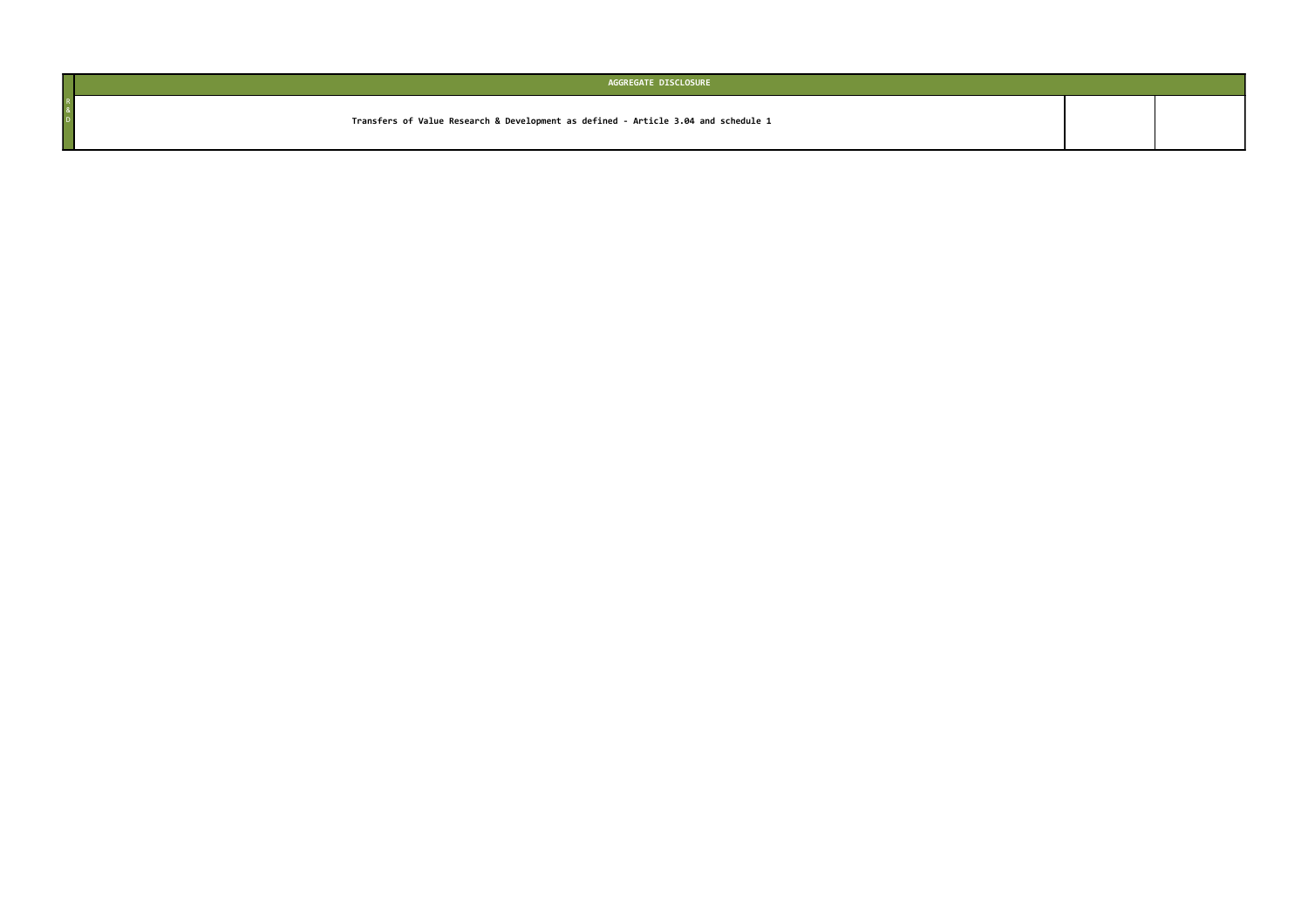| | | | |
|---|---|---|---|
| | AGGREGATE DISCLOSURE | | |
| R & D | Transfers of Value Research & Development as defined - Article 3.04 and schedule 1 | | |